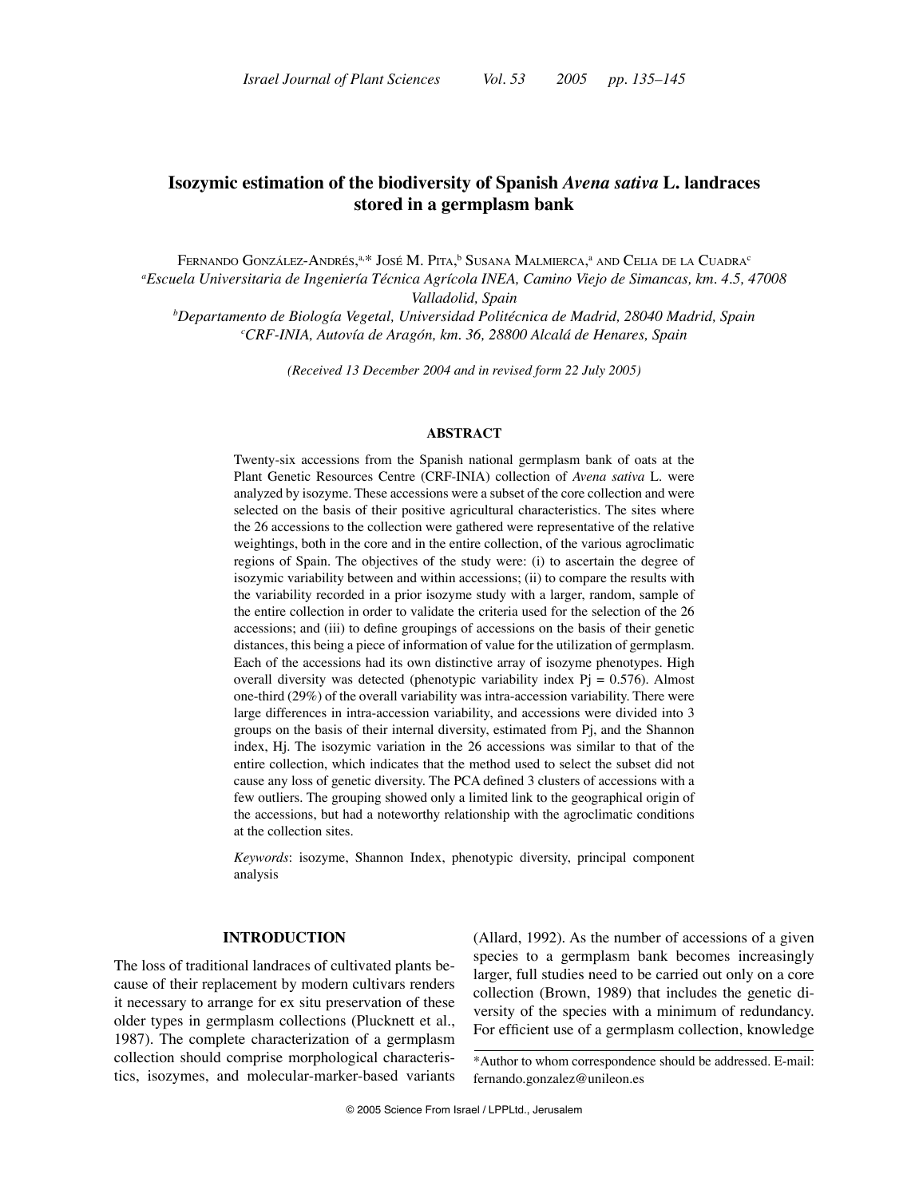# Isozymic estimation of the biodiversity of Spanish *Avena sativa* L. landraces stored in a germplasm bank

Fernando González-Andrés,[a,*] José M. Pita,[b] Susana Malmierca,[a] and Celia de la Cuadra[c]

[a] *Escuela Universitaria de Ingeniería Técnica Agrícola INEA, Camino Viejo de Simancas, km. 4.5, 47008 Valladolid, Spain*

[b] *Departamento de Biología Vegetal, Universidad Politécnica de Madrid, 28040 Madrid, Spain*

[c] *CRF-INIA, Autovía de Aragón, km. 36, 28800 Alcalá de Henares, Spain*

*(Received 13 December 2004 and in revised form 22 July 2005)*

## ABSTRACT

Twenty-six accessions from the Spanish national germplasm bank of oats at the Plant Genetic Resources Centre (CRF-INIA) collection of *Avena sativa* L. were analyzed by isozyme. These accessions were a subset of the core collection and were selected on the basis of their positive agricultural characteristics. The sites where the 26 accessions to the collection were gathered were representative of the relative weightings, both in the core and in the entire collection, of the various agroclimatic regions of Spain. The objectives of the study were: (i) to ascertain the degree of isozymic variability between and within accessions; (ii) to compare the results with the variability recorded in a prior isozyme study with a larger, random, sample of the entire collection in order to validate the criteria used for the selection of the 26 accessions; and (iii) to define groupings of accessions on the basis of their genetic distances, this being a piece of information of value for the utilization of germplasm. Each of the accessions had its own distinctive array of isozyme phenotypes. High overall diversity was detected (phenotypic variability index Pj = 0.576). Almost one-third (29%) of the overall variability was intra-accession variability. There were large differences in intra-accession variability, and accessions were divided into 3 groups on the basis of their internal diversity, estimated from Pj, and the Shannon index, Hj. The isozymic variation in the 26 accessions was similar to that of the entire collection, which indicates that the method used to select the subset did not cause any loss of genetic diversity. The PCA defined 3 clusters of accessions with a few outliers. The grouping showed only a limited link to the geographical origin of the accessions, but had a noteworthy relationship with the agroclimatic conditions at the collection sites.

*Keywords*: isozyme, Shannon Index, phenotypic diversity, principal component analysis

## INTRODUCTION

The loss of traditional landraces of cultivated plants because of their replacement by modern cultivars renders it necessary to arrange for ex situ preservation of these older types in germplasm collections (Plucknett et al., 1987). The complete characterization of a germplasm collection should comprise morphological characteristics, isozymes, and molecular-marker-based variants (Allard, 1992). As the number of accessions of a given species to a germplasm bank becomes increasingly larger, full studies need to be carried out only on a core collection (Brown, 1989) that includes the genetic diversity of the species with a minimum of redundancy. For efficient use of a germplasm collection, knowledge

*Author to whom correspondence should be addressed. E-mail: fernando.gonzalez@unileon.es

© 2005 Science From Israel / LPPLtd., Jerusalem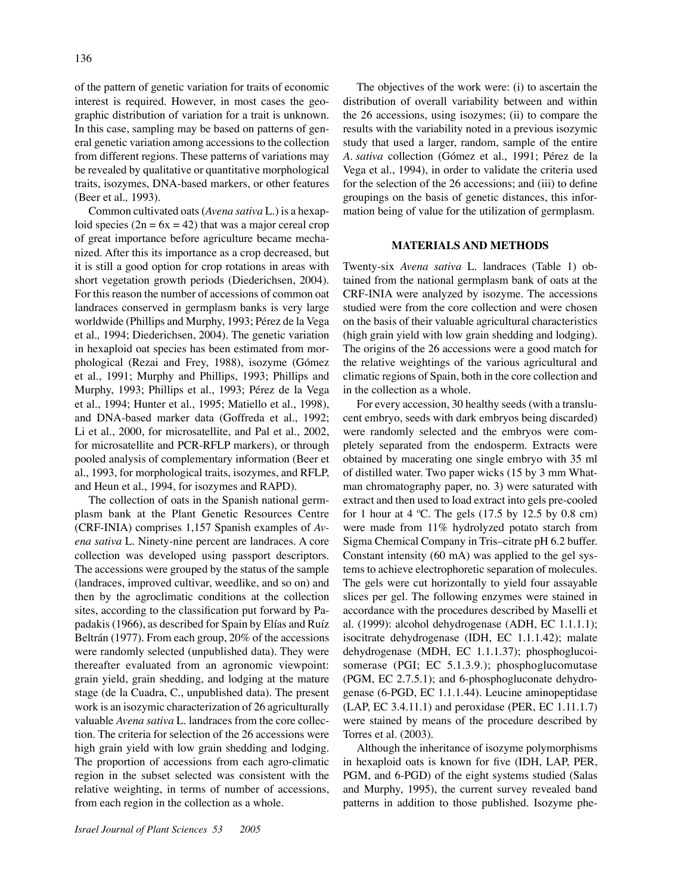of the pattern of genetic variation for traits of economic interest is required. However, in most cases the geographic distribution of variation for a trait is unknown. In this case, sampling may be based on patterns of general genetic variation among accessions to the collection from different regions. These patterns of variations may be revealed by qualitative or quantitative morphological traits, isozymes, DNA-based markers, or other features (Beer et al., 1993).

Common cultivated oats (*Avena sativa* L.) is a hexaploid species (2n = 6x = 42) that was a major cereal crop of great importance before agriculture became mechanized. After this its importance as a crop decreased, but it is still a good option for crop rotations in areas with short vegetation growth periods (Diederichsen, 2004). For this reason the number of accessions of common oat landraces conserved in germplasm banks is very large worldwide (Phillips and Murphy, 1993; Pérez de la Vega et al., 1994; Diederichsen, 2004). The genetic variation in hexaploid oat species has been estimated from morphological (Rezai and Frey, 1988), isozyme (Gómez et al., 1991; Murphy and Phillips, 1993; Phillips and Murphy, 1993; Phillips et al., 1993; Pérez de la Vega et al., 1994; Hunter et al., 1995; Matiello et al., 1998), and DNA-based marker data (Goffreda et al., 1992; Li et al., 2000, for microsatellite, and Pal et al., 2002, for microsatellite and PCR-RFLP markers), or through pooled analysis of complementary information (Beer et al., 1993, for morphological traits, isozymes, and RFLP, and Heun et al., 1994, for isozymes and RAPD).

The collection of oats in the Spanish national germplasm bank at the Plant Genetic Resources Centre (CRF-INIA) comprises 1,157 Spanish examples of *Avena sativa* L. Ninety-nine percent are landraces. A core collection was developed using passport descriptors. The accessions were grouped by the status of the sample (landraces, improved cultivar, weedlike, and so on) and then by the agroclimatic conditions at the collection sites, according to the classification put forward by Papadakis (1966), as described for Spain by Elías and Ruíz Beltrán (1977). From each group, 20% of the accessions were randomly selected (unpublished data). They were thereafter evaluated from an agronomic viewpoint: grain yield, grain shedding, and lodging at the mature stage (de la Cuadra, C., unpublished data). The present work is an isozymic characterization of 26 agriculturally valuable *Avena sativa* L. landraces from the core collection. The criteria for selection of the 26 accessions were high grain yield with low grain shedding and lodging. The proportion of accessions from each agro-climatic region in the subset selected was consistent with the relative weighting, in terms of number of accessions, from each region in the collection as a whole.

The objectives of the work were: (i) to ascertain the distribution of overall variability between and within the 26 accessions, using isozymes; (ii) to compare the results with the variability noted in a previous isozymic study that used a larger, random, sample of the entire *A. sativa* collection (Gómez et al., 1991; Pérez de la Vega et al., 1994), in order to validate the criteria used for the selection of the 26 accessions; and (iii) to define groupings on the basis of genetic distances, this information being of value for the utilization of germplasm.

## MATERIALS AND METHODS

Twenty-six *Avena sativa* L. landraces (Table 1) obtained from the national germplasm bank of oats at the CRF-INIA were analyzed by isozyme. The accessions studied were from the core collection and were chosen on the basis of their valuable agricultural characteristics (high grain yield with low grain shedding and lodging). The origins of the 26 accessions were a good match for the relative weightings of the various agricultural and climatic regions of Spain, both in the core collection and in the collection as a whole.

For every accession, 30 healthy seeds (with a translucent embryo, seeds with dark embryos being discarded) were randomly selected and the embryos were completely separated from the endosperm. Extracts were obtained by macerating one single embryo with 35 ml of distilled water. Two paper wicks (15 by 3 mm Whatman chromatography paper, no. 3) were saturated with extract and then used to load extract into gels pre-cooled for 1 hour at 4 ºC. The gels (17.5 by 12.5 by 0.8 cm) were made from 11% hydrolyzed potato starch from Sigma Chemical Company in Tris–citrate pH 6.2 buffer. Constant intensity (60 mA) was applied to the gel systems to achieve electrophoretic separation of molecules. The gels were cut horizontally to yield four assayable slices per gel. The following enzymes were stained in accordance with the procedures described by Maselli et al. (1999): alcohol dehydrogenase (ADH, EC 1.1.1.1); isocitrate dehydrogenase (IDH, EC 1.1.1.42); malate dehydrogenase (MDH, EC 1.1.1.37); phosphoglucoisomerase (PGI; EC 5.1.3.9.); phosphoglucomutase (PGM, EC 2.7.5.1); and 6-phosphogluconate dehydrogenase (6-PGD, EC 1.1.1.44). Leucine aminopeptidase (LAP, EC 3.4.11.1) and peroxidase (PER, EC 1.11.1.7) were stained by means of the procedure described by Torres et al. (2003).

Although the inheritance of isozyme polymorphisms in hexaploid oats is known for five (IDH, LAP, PER, PGM, and 6-PGD) of the eight systems studied (Salas and Murphy, 1995), the current survey revealed band patterns in addition to those published. Isozyme phe-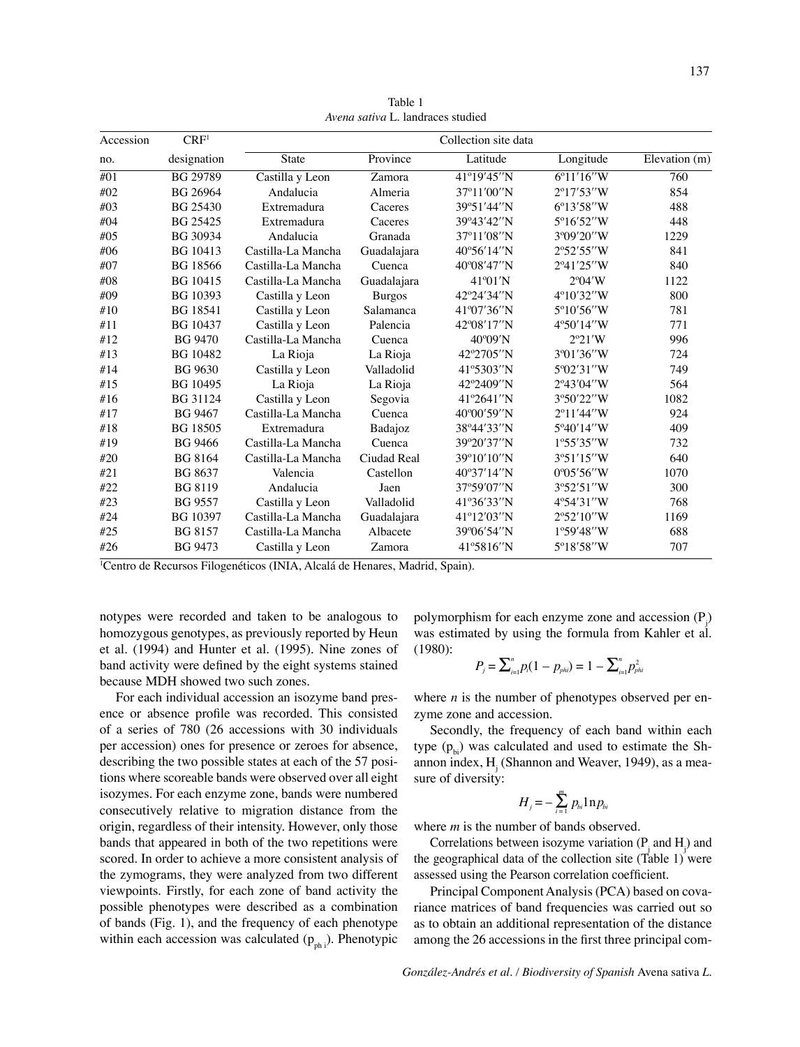Table 1
*Avena sativa* L. landraces studied

| Accession no. | CRF[1] designation | Collection site data | | | | |
|---|---|---|---|---|---|---|
| | | State | Province | Latitude | Longitude | Elevation (m) |
| #01 | BG 29789 | Castilla y Leon | Zamora | 41º19′45″N | 6º11′16″W | 760 |
| #02 | BG 26964 | Andalucia | Almeria | 37º11′00″N | 2º17′53″W | 854 |
| #03 | BG 25430 | Extremadura | Caceres | 39º51′44″N | 6º13′58″W | 488 |
| #04 | BG 25425 | Extremadura | Caceres | 39º43′42″N | 5º16′52″W | 448 |
| #05 | BG 30934 | Andalucia | Granada | 37º11′08″N | 3º09′20″W | 1229 |
| #06 | BG 10413 | Castilla-La Mancha | Guadalajara | 40º56′14″N | 2º52′55″W | 841 |
| #07 | BG 18566 | Castilla-La Mancha | Cuenca | 40º08′47″N | 2º41′25″W | 840 |
| #08 | BG 10415 | Castilla-La Mancha | Guadalajara | 41º01′N | 2º04′W | 1122 |
| #09 | BG 10393 | Castilla y Leon | Burgos | 42º24′34″N | 4º10′32″W | 800 |
| #10 | BG 18541 | Castilla y Leon | Salamanca | 41º07′36″N | 5º10′56″W | 781 |
| #11 | BG 10437 | Castilla y Leon | Palencia | 42º08′17″N | 4º50′14″W | 771 |
| #12 | BG 9470 | Castilla-La Mancha | Cuenca | 40º09′N | 2º21′W | 996 |
| #13 | BG 10482 | La Rioja | La Rioja | 42º2705″N | 3º01′36″W | 724 |
| #14 | BG 9630 | Castilla y Leon | Valladolid | 41º5303″N | 5º02′31″W | 749 |
| #15 | BG 10495 | La Rioja | La Rioja | 42º2409″N | 2º43′04″W | 564 |
| #16 | BG 31124 | Castilla y Leon | Segovia | 41º2641″N | 3º50′22″W | 1082 |
| #17 | BG 9467 | Castilla-La Mancha | Cuenca | 40º00′59″N | 2º11′44″W | 924 |
| #18 | BG 18505 | Extremadura | Badajoz | 38º44′33″N | 5º40′14″W | 409 |
| #19 | BG 9466 | Castilla-La Mancha | Cuenca | 39º20′37″N | 1º55′35″W | 732 |
| #20 | BG 8164 | Castilla-La Mancha | Ciudad Real | 39º10′10″N | 3º51′15″W | 640 |
| #21 | BG 8637 | Valencia | Castellon | 40º37′14″N | 0º05′56″W | 1070 |
| #22 | BG 8119 | Andalucia | Jaen | 37º59′07″N | 3º52′51″W | 300 |
| #23 | BG 9557 | Castilla y Leon | Valladolid | 41º36′33″N | 4º54′31″W | 768 |
| #24 | BG 10397 | Castilla-La Mancha | Guadalajara | 41º12′03″N | 2º52′10″W | 1169 |
| #25 | BG 8157 | Castilla-La Mancha | Albacete | 39º06′54″N | 1º59′48″W | 688 |
| #26 | BG 9473 | Castilla y Leon | Zamora | 41º5816″N | 5º18′58″W | 707 |

[1]Centro de Recursos Filogenéticos (INIA, Alcalá de Henares, Madrid, Spain).

notypes were recorded and taken to be analogous to homozygous genotypes, as previously reported by Heun et al. (1994) and Hunter et al. (1995). Nine zones of band activity were defined by the eight systems stained because MDH showed two such zones.

For each individual accession an isozyme band presence or absence profile was recorded. This consisted of a series of 780 (26 accessions with 30 individuals per accession) ones for presence or zeroes for absence, describing the two possible states at each of the 57 positions where scoreable bands were observed over all eight isozymes. For each enzyme zone, bands were numbered consecutively relative to migration distance from the origin, regardless of their intensity. However, only those bands that appeared in both of the two repetitions were scored. In order to achieve a more consistent analysis of the zymograms, they were analyzed from two different viewpoints. Firstly, for each zone of band activity the possible phenotypes were described as a combination of bands (Fig. 1), and the frequency of each phenotype within each accession was calculated ($p_{ph\,i}$). Phenotypic polymorphism for each enzyme zone and accession ($P_j$) was estimated by using the formula from Kahler et al. (1980):

$$P_j = \sum_{i=1}^{n} p_i(1 - p_{phi}) = 1 - \sum_{i=1}^{n} p_{phi}^2$$

where *n* is the number of phenotypes observed per enzyme zone and accession.

Secondly, the frequency of each band within each type ($p_{bi}$) was calculated and used to estimate the Shannon index, $H_j$ (Shannon and Weaver, 1949), as a measure of diversity:

$$H_j = -\sum_{i=1}^{m} p_{bi} \ln p_{bi}$$

where *m* is the number of bands observed.

Correlations between isozyme variation ($P_j$ and $H_j$) and the geographical data of the collection site (Table 1) were assessed using the Pearson correlation coefficient.

Principal Component Analysis (PCA) based on covariance matrices of band frequencies was carried out so as to obtain an additional representation of the distance among the 26 accessions in the first three principal com-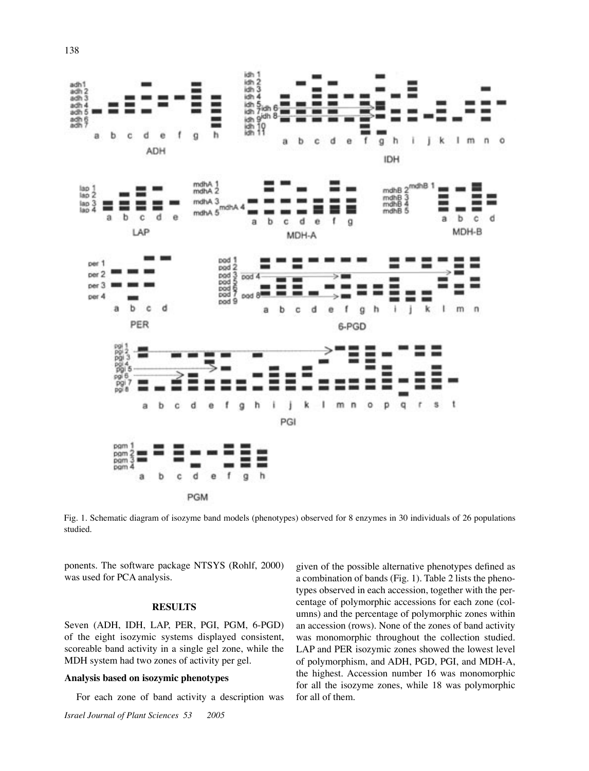Fig. 1. Schematic diagram of isozyme band models (phenotypes) observed for 8 enzymes in 30 individuals of 26 populations studied.

ponents. The software package NTSYS (Rohlf, 2000) was used for PCA analysis.

## RESULTS

Seven (ADH, IDH, LAP, PER, PGI, PGM, 6-PGD) of the eight isozymic systems displayed consistent, scoreable band activity in a single gel zone, while the MDH system had two zones of activity per gel.

### Analysis based on isozymic phenotypes

For each zone of band activity a description was given of the possible alternative phenotypes defined as a combination of bands (Fig. 1). Table 2 lists the phenotypes observed in each accession, together with the percentage of polymorphic accessions for each zone (columns) and the percentage of polymorphic zones within an accession (rows). None of the zones of band activity was monomorphic throughout the collection studied. LAP and PER isozymic zones showed the lowest level of polymorphism, and ADH, PGD, PGI, and MDH-A, the highest. Accession number 16 was monomorphic for all the isozyme zones, while 18 was polymorphic for all of them.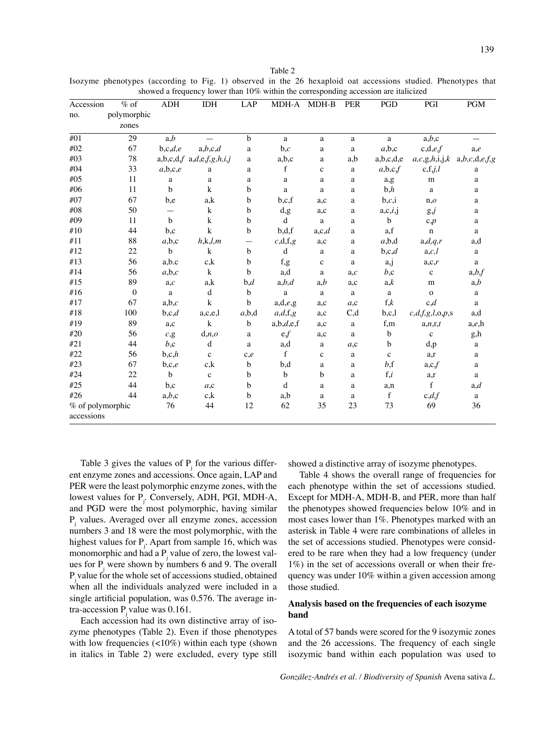Table 2
Isozyme phenotypes (according to Fig. 1) observed in the 26 hexaploid oat accessions studied. Phenotypes that showed a frequency lower than 10% within the corresponding accession are italicized

| Accession no. | % of polymorphic zones | ADH | IDH | LAP | MDH-A | MDH-B | PER | PGD | PGI | PGM |
|---|---|---|---|---|---|---|---|---|---|---|
| #01 | 29 | a,*b* | — | b | a | a | a | a | a,*b*,c | — |
| #02 | 67 | b,c,*d*,*e* | a,*b*,c,*d* | a | b,*c* | a | a | *a*,b,c | c,d,*e*,*f* | a,*e* |
| #03 | 78 | a,b,c,d,*f* | a,*d*,e,*f*,*g*,*h*,*i*,*j* | a | a,b,c | a | a,b | a,b,c,d,e | *a*,*c*,g,*h*,i,j,*k* | a,*b*,*c*,d,*e*,*f*,*g* |
| #04 | 33 | *a*,b,c,*e* | a | a | f | c | a | *a*,b,c,*f* | c,f,*j*,*l* | a |
| #05 | 11 | a | a | a | a | a | a | a,g | m | a |
| #06 | 11 | b | k | b | a | a | a | b,*h* | a | a |
| #07 | 67 | b,e | a,k | b | b,c,f | a,c | a | b,*c*,i | n,*o* | a |
| #08 | 50 | — | k | b | d,g | a,c | a | a,c,*i*,j | g,*j* | a |
| #09 | 11 | b | k | b | d | a | a | b | c,*p* | a |
| #10 | 44 | b,c | k | b | b,d,f | a,c,*d* | a | a,f | n | a |
| #11 | 88 | *a*,b,c | *h*,k,*l*,*m* | — | *c*,d,f,*g* | a,c | a | *a*,b,d | a,*d*,*q*,*r* | a,d |
| #12 | 22 | b | k | b | d | a | a | b,c,*d* | a,*c*,*l* | a |
| #13 | 56 | a,b,c | c,k | b | f,g | c | a | a,j | a,c,*r* | a |
| #14 | 56 | *a*,b,*c* | k | b | a,d | a | a,*c* | *b*,c | c | a,*b*,*f* |
| #15 | 89 | a,*c* | a,k | b,*d* | a,*b*,*d* | a,*b* | a,c | a,*k* | m | a,*b* |
| #16 | 0 | a | d | b | a | a | a | a | o | a |
| #17 | 67 | a,b,*c* | k | b | a,d,*e*,g | a,c | *a*,c | f,*k* | c,*d* | a |
| #18 | 100 | b,c,*d* | a,c,e,l | *a*,b,d | *a*,*d*,f,*g* | a,c | C,d | b,c,l | *c*,*d*,*f*,*g*,*l*,o,*p*,s | a,d |
| #19 | 89 | a,c | k | b | a,b,*d*,e,f | a,c | a | f,m | a,*n*,r,*t* | a,e,h |
| #20 | 56 | *c*,g | d,*n*,*o* | a | e,*f* | a,c | a | b | c | g,h |
| #21 | 44 | *b*,c | d | a | a,d | a | *a*,c | b | d,p | a |
| #22 | 56 | b,c,*h* | c | c,*e* | f | c | a | c | a,r | a |
| #23 | 67 | b,c,*e* | c,k | b | b,d | a | a | *b*,f | a,c,*f* | a |
| #24 | 22 | b | c | b | b | b | a | f,*i* | a,r | a |
| #25 | 44 | b,c | *a*,c | b | d | a | a | a,n | f | a,*d* |
| #26 | 44 | a,*b*,c | c,k | b | a,b | a | a | f | c,*d*,*f* | a |
| % of polymorphic accessions | | 76 | 44 | 12 | 62 | 35 | 23 | 73 | 69 | 36 |

Table 3 gives the values of $P_j$ for the various different enzyme zones and accessions. Once again, LAP and PER were the least polymorphic enzyme zones, with the lowest values for $P_j$. Conversely, ADH, PGI, MDH-A, and PGD were the most polymorphic, having similar $P_j$ values. Averaged over all enzyme zones, accession numbers 3 and 18 were the most polymorphic, with the highest values for $P_j$. Apart from sample 16, which was monomorphic and had a $P_j$ value of zero, the lowest values for $P_j$ were shown by numbers 6 and 9. The overall $P_j$ value for the whole set of accessions studied, obtained when all the individuals analyzed were included in a single artificial population, was 0.576. The average intra-accession $P_j$ value was 0.161.

Each accession had its own distinctive array of isozyme phenotypes (Table 2). Even if those phenotypes with low frequencies (<10%) within each type (shown in italics in Table 2) were excluded, every type still showed a distinctive array of isozyme phenotypes.

Table 4 shows the overall range of frequencies for each phenotype within the set of accessions studied. Except for MDH-A, MDH-B, and PER, more than half the phenotypes showed frequencies below 10% and in most cases lower than 1%. Phenotypes marked with an asterisk in Table 4 were rare combinations of alleles in the set of accessions studied. Phenotypes were considered to be rare when they had a low frequency (under 1%) in the set of accessions overall or when their frequency was under 10% within a given accession among those studied.

### Analysis based on the frequencies of each isozyme band

A total of 57 bands were scored for the 9 isozymic zones and the 26 accessions. The frequency of each single isozymic band within each population was used to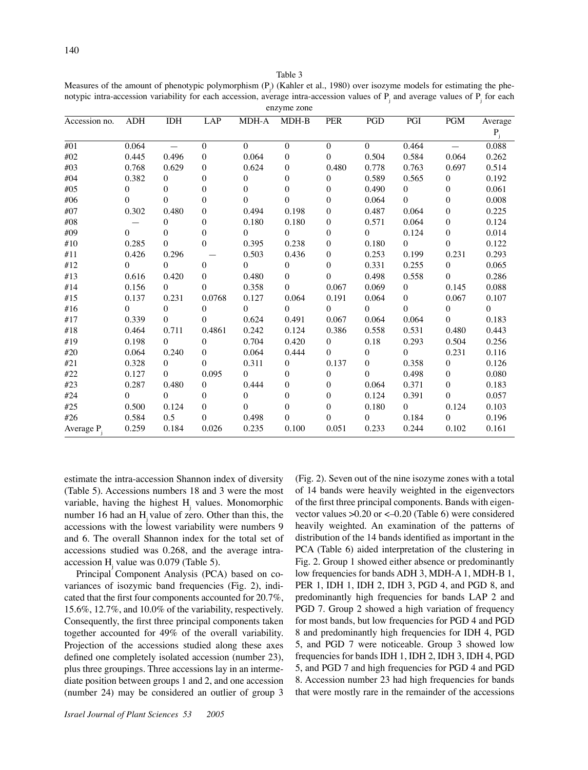Table 3
Measures of the amount of phenotypic polymorphism ($P_j$) (Kahler et al., 1980) over isozyme models for estimating the phenotypic intra-accession variability for each accession, average intra-accession values of $P_j$ and average values of $P_j$ for each enzyme zone

| Accession no. | ADH | IDH | LAP | MDH-A | MDH-B | PER | PGD | PGI | PGM | Average $P_j$ |
|---|---|---|---|---|---|---|---|---|---|---|
| #01 | 0.064 | — | 0 | 0 | 0 | 0 | 0 | 0.464 | — | 0.088 |
| #02 | 0.445 | 0.496 | 0 | 0.064 | 0 | 0 | 0.504 | 0.584 | 0.064 | 0.262 |
| #03 | 0.768 | 0.629 | 0 | 0.624 | 0 | 0.480 | 0.778 | 0.763 | 0.697 | 0.514 |
| #04 | 0.382 | 0 | 0 | 0 | 0 | 0 | 0.589 | 0.565 | 0 | 0.192 |
| #05 | 0 | 0 | 0 | 0 | 0 | 0 | 0.490 | 0 | 0 | 0.061 |
| #06 | 0 | 0 | 0 | 0 | 0 | 0 | 0.064 | 0 | 0 | 0.008 |
| #07 | 0.302 | 0.480 | 0 | 0.494 | 0.198 | 0 | 0.487 | 0.064 | 0 | 0.225 |
| #08 | — | 0 | 0 | 0.180 | 0.180 | 0 | 0.571 | 0.064 | 0 | 0.124 |
| #09 | 0 | 0 | 0 | 0 | 0 | 0 | 0 | 0.124 | 0 | 0.014 |
| #10 | 0.285 | 0 | 0 | 0.395 | 0.238 | 0 | 0.180 | 0 | 0 | 0.122 |
| #11 | 0.426 | 0.296 | — | 0.503 | 0.436 | 0 | 0.253 | 0.199 | 0.231 | 0.293 |
| #12 | 0 | 0 | 0 | 0 | 0 | 0 | 0.331 | 0.255 | 0 | 0.065 |
| #13 | 0.616 | 0.420 | 0 | 0.480 | 0 | 0 | 0.498 | 0.558 | 0 | 0.286 |
| #14 | 0.156 | 0 | 0 | 0.358 | 0 | 0.067 | 0.069 | 0 | 0.145 | 0.088 |
| #15 | 0.137 | 0.231 | 0.0768 | 0.127 | 0.064 | 0.191 | 0.064 | 0 | 0.067 | 0.107 |
| #16 | 0 | 0 | 0 | 0 | 0 | 0 | 0 | 0 | 0 | 0 |
| #17 | 0.339 | 0 | 0 | 0.624 | 0.491 | 0.067 | 0.064 | 0.064 | 0 | 0.183 |
| #18 | 0.464 | 0.711 | 0.4861 | 0.242 | 0.124 | 0.386 | 0.558 | 0.531 | 0.480 | 0.443 |
| #19 | 0.198 | 0 | 0 | 0.704 | 0.420 | 0 | 0.18 | 0.293 | 0.504 | 0.256 |
| #20 | 0.064 | 0.240 | 0 | 0.064 | 0.444 | 0 | 0 | 0 | 0.231 | 0.116 |
| #21 | 0.328 | 0 | 0 | 0.311 | 0 | 0.137 | 0 | 0.358 | 0 | 0.126 |
| #22 | 0.127 | 0 | 0.095 | 0 | 0 | 0 | 0 | 0.498 | 0 | 0.080 |
| #23 | 0.287 | 0.480 | 0 | 0.444 | 0 | 0 | 0.064 | 0.371 | 0 | 0.183 |
| #24 | 0 | 0 | 0 | 0 | 0 | 0 | 0.124 | 0.391 | 0 | 0.057 |
| #25 | 0.500 | 0.124 | 0 | 0 | 0 | 0 | 0.180 | 0 | 0.124 | 0.103 |
| #26 | 0.584 | 0.5 | 0 | 0.498 | 0 | 0 | 0 | 0.184 | 0 | 0.196 |
| Average $P_j$ | 0.259 | 0.184 | 0.026 | 0.235 | 0.100 | 0.051 | 0.233 | 0.244 | 0.102 | 0.161 |

estimate the intra-accession Shannon index of diversity (Table 5). Accessions numbers 18 and 3 were the most variable, having the highest $H_j$ values. Monomorphic number 16 had an $H_j$ value of zero. Other than this, the accessions with the lowest variability were numbers 9 and 6. The overall Shannon index for the total set of accessions studied was 0.268, and the average intra-accession $H_j$ value was 0.079 (Table 5).

Principal Component Analysis (PCA) based on covariances of isozymic band frequencies (Fig. 2), indicated that the first four components accounted for 20.7%, 15.6%, 12.7%, and 10.0% of the variability, respectively. Consequently, the first three principal components taken together accounted for 49% of the overall variability. Projection of the accessions studied along these axes defined one completely isolated accession (number 23), plus three groupings. Three accessions lay in an intermediate position between groups 1 and 2, and one accession (number 24) may be considered an outlier of group 3 (Fig. 2). Seven out of the nine isozyme zones with a total of 14 bands were heavily weighted in the eigenvectors of the first three principal components. Bands with eigenvector values >0.20 or <–0.20 (Table 6) were considered heavily weighted. An examination of the patterns of distribution of the 14 bands identified as important in the PCA (Table 6) aided interpretation of the clustering in Fig. 2. Group 1 showed either absence or predominantly low frequencies for bands ADH 3, MDH-A 1, MDH-B 1, PER 1, IDH 1, IDH 2, IDH 3, PGD 4, and PGD 8, and predominantly high frequencies for bands LAP 2 and PGD 7. Group 2 showed a high variation of frequency for most bands, but low frequencies for PGD 4 and PGD 8 and predominantly high frequencies for IDH 4, PGD 5, and PGD 7 were noticeable. Group 3 showed low frequencies for bands IDH 1, IDH 2, IDH 3, IDH 4, PGD 5, and PGD 7 and high frequencies for PGD 4 and PGD 8. Accession number 23 had high frequencies for bands that were mostly rare in the remainder of the accessions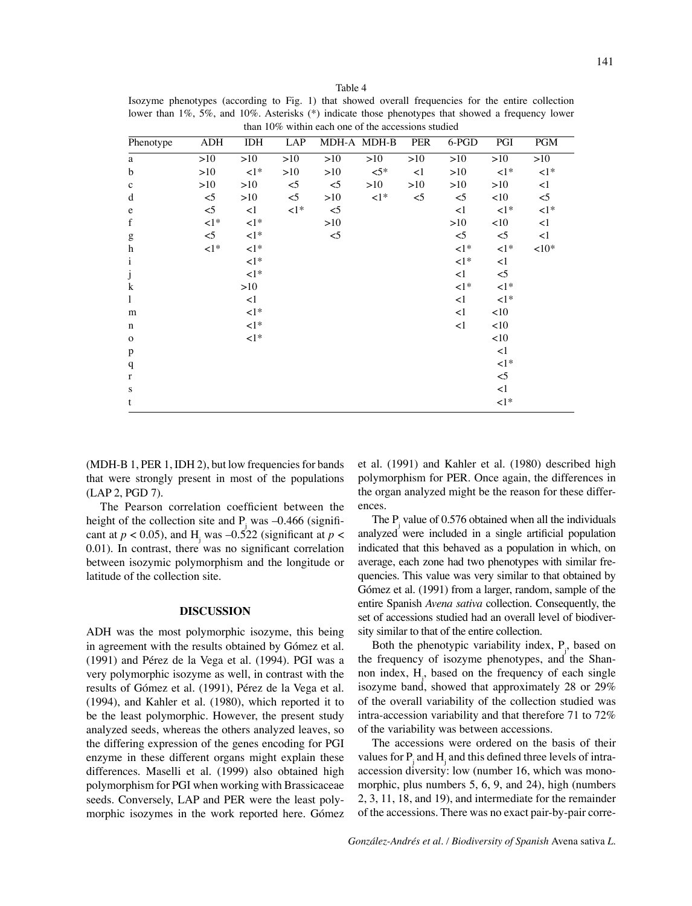Table 4

Isozyme phenotypes (according to Fig. 1) that showed overall frequencies for the entire collection lower than 1%, 5%, and 10%. Asterisks (*) indicate those phenotypes that showed a frequency lower than 10% within each one of the accessions studied

| Phenotype | ADH | IDH | LAP | MDH-A | MDH-B | PER | 6-PGD | PGI | PGM |
|---|---|---|---|---|---|---|---|---|---|
| a | >10 | >10 | >10 | >10 | >10 | >10 | >10 | >10 | >10 |
| b | >10 | <1* | >10 | >10 | <5* | <1 | >10 | <1* | <1* |
| c | >10 | >10 | <5 | <5 | >10 | >10 | >10 | >10 | <1 |
| d | <5 | >10 | <5 | >10 | <1* | <5 | <5 | <10 | <5 |
| e | <5 | <1 | <1* | <5 | | | <1 | <1* | <1* |
| f | <1* | <1* | | >10 | | | >10 | <10 | <1 |
| g | <5 | <1* | | <5 | | | <5 | <5 | <1 |
| h | <1* | <1* | | | | | <1* | <1* | <10* |
| i | | <1* | | | | | <1* | <1 | |
| j | | <1* | | | | | <1 | <5 | |
| k | | >10 | | | | | <1* | <1* | |
| l | | <1 | | | | | <1 | <1* | |
| m | | <1* | | | | | <1 | <10 | |
| n | | <1* | | | | | <1 | <10 | |
| o | | <1* | | | | | | <10 | |
| p | | | | | | | | <1 | |
| q | | | | | | | | <1* | |
| r | | | | | | | | <5 | |
| s | | | | | | | | <1 | |
| t | | | | | | | | <1* | |

(MDH-B 1, PER 1, IDH 2), but low frequencies for bands that were strongly present in most of the populations (LAP 2, PGD 7).

The Pearson correlation coefficient between the height of the collection site and $P_j$ was –0.466 (significant at $p < 0.05$), and $H_j$ was –0.522 (significant at $p < 0.01$). In contrast, there was no significant correlation between isozymic polymorphism and the longitude or latitude of the collection site.

## DISCUSSION

ADH was the most polymorphic isozyme, this being in agreement with the results obtained by Gómez et al. (1991) and Pérez de la Vega et al. (1994). PGI was a very polymorphic isozyme as well, in contrast with the results of Gómez et al. (1991), Pérez de la Vega et al. (1994), and Kahler et al. (1980), which reported it to be the least polymorphic. However, the present study analyzed seeds, whereas the others analyzed leaves, so the differing expression of the genes encoding for PGI enzyme in these different organs might explain these differences. Maselli et al. (1999) also obtained high polymorphism for PGI when working with Brassicaceae seeds. Conversely, LAP and PER were the least polymorphic isozymes in the work reported here. Gómez et al. (1991) and Kahler et al. (1980) described high polymorphism for PER. Once again, the differences in the organ analyzed might be the reason for these differences.

The $P_j$ value of 0.576 obtained when all the individuals analyzed were included in a single artificial population indicated that this behaved as a population in which, on average, each zone had two phenotypes with similar frequencies. This value was very similar to that obtained by Gómez et al. (1991) from a larger, random, sample of the entire Spanish *Avena sativa* collection. Consequently, the set of accessions studied had an overall level of biodiversity similar to that of the entire collection.

Both the phenotypic variability index, $P_j$, based on the frequency of isozyme phenotypes, and the Shannon index, $H_j$, based on the frequency of each single isozyme band, showed that approximately 28 or 29% of the overall variability of the collection studied was intra-accession variability and that therefore 71 to 72% of the variability was between accessions.

The accessions were ordered on the basis of their values for $P_j$ and $H_j$ and this defined three levels of intra-accession diversity: low (number 16, which was monomorphic, plus numbers 5, 6, 9, and 24), high (numbers 2, 3, 11, 18, and 19), and intermediate for the remainder of the accessions. There was no exact pair-by-pair corre-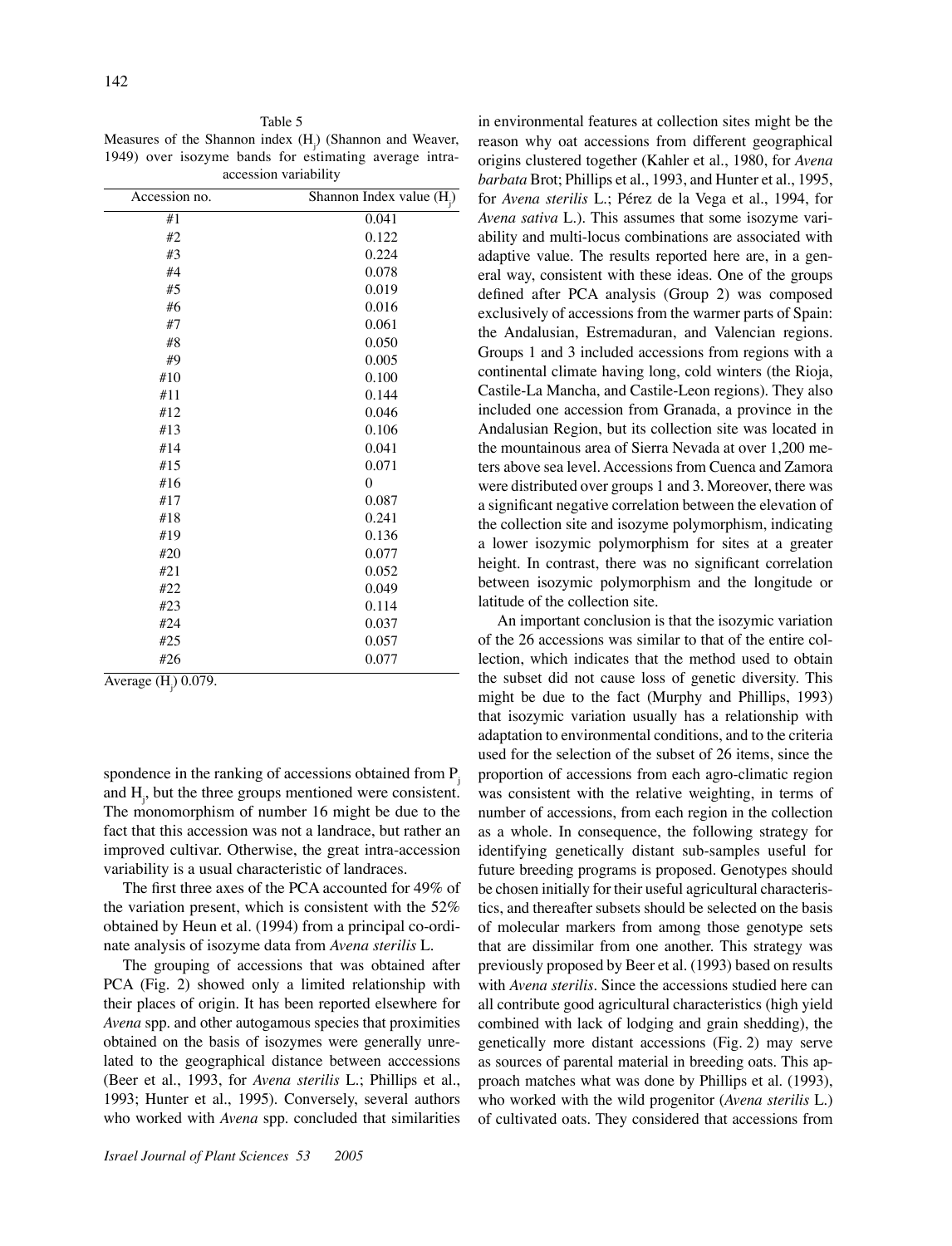Table 5
Measures of the Shannon index ($H_j$) (Shannon and Weaver, 1949) over isozyme bands for estimating average intra-accession variability

| Accession no. | Shannon Index value ($H_j$) |
|---|---|
| #1 | 0.041 |
| #2 | 0.122 |
| #3 | 0.224 |
| #4 | 0.078 |
| #5 | 0.019 |
| #6 | 0.016 |
| #7 | 0.061 |
| #8 | 0.050 |
| #9 | 0.005 |
| #10 | 0.100 |
| #11 | 0.144 |
| #12 | 0.046 |
| #13 | 0.106 |
| #14 | 0.041 |
| #15 | 0.071 |
| #16 | 0 |
| #17 | 0.087 |
| #18 | 0.241 |
| #19 | 0.136 |
| #20 | 0.077 |
| #21 | 0.052 |
| #22 | 0.049 |
| #23 | 0.114 |
| #24 | 0.037 |
| #25 | 0.057 |
| #26 | 0.077 |

Average ($H_j$) 0.079.

spondence in the ranking of accessions obtained from $P_j$ and $H_j$, but the three groups mentioned were consistent. The monomorphism of number 16 might be due to the fact that this accession was not a landrace, but rather an improved cultivar. Otherwise, the great intra-accession variability is a usual characteristic of landraces.

The first three axes of the PCA accounted for 49% of the variation present, which is consistent with the 52% obtained by Heun et al. (1994) from a principal co-ordinate analysis of isozyme data from *Avena sterilis* L.

The grouping of accessions that was obtained after PCA (Fig. 2) showed only a limited relationship with their places of origin. It has been reported elsewhere for *Avena* spp. and other autogamous species that proximities obtained on the basis of isozymes were generally unrelated to the geographical distance between acccessions (Beer et al., 1993, for *Avena sterilis* L.; Phillips et al., 1993; Hunter et al., 1995). Conversely, several authors who worked with *Avena* spp. concluded that similarities in environmental features at collection sites might be the reason why oat accessions from different geographical origins clustered together (Kahler et al., 1980, for *Avena barbata* Brot; Phillips et al., 1993, and Hunter et al., 1995, for *Avena sterilis* L.; Pérez de la Vega et al., 1994, for *Avena sativa* L.). This assumes that some isozyme variability and multi-locus combinations are associated with adaptive value. The results reported here are, in a general way, consistent with these ideas. One of the groups defined after PCA analysis (Group 2) was composed exclusively of accessions from the warmer parts of Spain: the Andalusian, Estremaduran, and Valencian regions. Groups 1 and 3 included accessions from regions with a continental climate having long, cold winters (the Rioja, Castile-La Mancha, and Castile-Leon regions). They also included one accession from Granada, a province in the Andalusian Region, but its collection site was located in the mountainous area of Sierra Nevada at over 1,200 meters above sea level. Accessions from Cuenca and Zamora were distributed over groups 1 and 3. Moreover, there was a significant negative correlation between the elevation of the collection site and isozyme polymorphism, indicating a lower isozymic polymorphism for sites at a greater height. In contrast, there was no significant correlation between isozymic polymorphism and the longitude or latitude of the collection site.

An important conclusion is that the isozymic variation of the 26 accessions was similar to that of the entire collection, which indicates that the method used to obtain the subset did not cause loss of genetic diversity. This might be due to the fact (Murphy and Phillips, 1993) that isozymic variation usually has a relationship with adaptation to environmental conditions, and to the criteria used for the selection of the subset of 26 items, since the proportion of accessions from each agro-climatic region was consistent with the relative weighting, in terms of number of accessions, from each region in the collection as a whole. In consequence, the following strategy for identifying genetically distant sub-samples useful for future breeding programs is proposed. Genotypes should be chosen initially for their useful agricultural characteristics, and thereafter subsets should be selected on the basis of molecular markers from among those genotype sets that are dissimilar from one another. This strategy was previously proposed by Beer et al. (1993) based on results with *Avena sterilis*. Since the accessions studied here can all contribute good agricultural characteristics (high yield combined with lack of lodging and grain shedding), the genetically more distant accessions (Fig. 2) may serve as sources of parental material in breeding oats. This approach matches what was done by Phillips et al. (1993), who worked with the wild progenitor (*Avena sterilis* L.) of cultivated oats. They considered that accessions from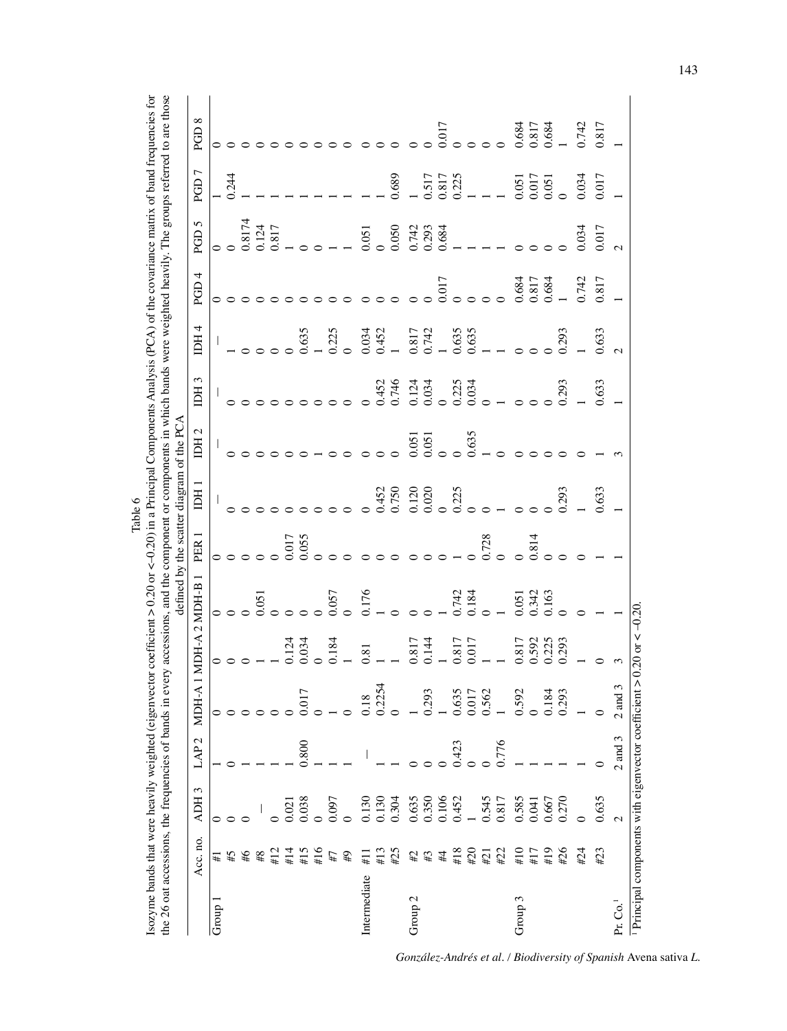Table 6

Isozyme bands that were heavily weighted (eigenvector coefficient > 0.20 or <–0.20) in a Principal Components Analysis (PCA) of the covariance matrix of band frequencies for the 26 oat accessions, the frequencies of bands in every accessions, and the component or components in which bands were weighted heavily. The groups referred to are those defined by the scatter diagram of the PCA

| | Acc. no. | ADH 3 | LAP 2 | MDH-A 1 | MDH-A 2 | MDH-B 1 | PER 1 | IDH 1 | IDH 2 | IDH 3 | IDH 4 | PGD 4 | PGD 5 | PGD 7 | PGD 8 |
|---|---|---|---|---|---|---|---|---|---|---|---|---|---|---|---|
| Group 1 | #1 | 0 | 1 | 0 | 0 | 0 | 0 | — | — | — | — | 0 | 0 | 1 | 0 |
| | #5 | 0 | 0 | 0 | 0 | 0 | 0 | 0 | 0 | 0 | 1 | 0 | 0 | 0.244 | 0 |
| | #6 | 0 | 1 | 0 | 0 | 0 | 0 | 0 | 0 | 0 | 0 | 0 | 0.8174 | 1 | 0 |
| | #8 | — | 1 | 0 | 1 | 0.051 | 0 | 0 | 0 | 0 | 0 | 0 | 0.124 | 1 | 0 |
| | #12 | 0 | 1 | 0 | 1 | 0 | 0 | 0 | 0 | 0 | 0 | 0 | 0.817 | 1 | 0 |
| | #14 | 0.021 | 1 | 0 | 0.124 | 0 | 0.017 | 0 | 0 | 0 | 0 | 0 | 1 | 1 | 0 |
| | #15 | 0.038 | 0.800 | 0.017 | 0.034 | 0 | 0.055 | 0 | 0 | 0 | 0.635 | 0 | 0 | 1 | 0 |
| | #16 | 0 | 1 | 0 | 0 | 0 | 0 | 0 | 1 | 0 | 1 | 0 | 0 | 1 | 0 |
| | #7 | 0.097 | 1 | 1 | 0.184 | 0.057 | 0 | 0 | 0 | 0 | 0.225 | 0 | 1 | 1 | 0 |
| | #9 | 0 | 1 | 0 | 1 | 0 | 0 | 0 | 0 | 0 | 0 | 0 | 1 | 1 | 0 |
| Intermediate | #11 | 0.130 | — | 0.18 | 0.81 | 0.176 | 0 | 0 | 0 | 0 | 0.034 | 0 | 0.051 | 1 | 0 |
| | #13 | 0.130 | 1 | 0.2254 | 1 | 1 | 0 | 0.452 | 0 | 0.452 | 0.452 | 0 | 0 | 1 | 0 |
| | #25 | 0.304 | 1 | 0 | 1 | 0 | 0 | 0.750 | 0 | 0.746 | 1 | 0 | 0.050 | 0.689 | 0 |
| Group 2 | #2 | 0.635 | 0 | 1 | 0.817 | 0 | 0 | 0.120 | 0.051 | 0.124 | 0.817 | 0 | 0.742 | 1 | 0 |
| | #3 | 0.350 | 0 | 0.293 | 0.144 | 0 | 0 | 0.020 | 0.051 | 0.034 | 0.742 | 0 | 0.293 | 0.517 | 0 |
| | #4 | 0.106 | 0 | 1 | 1 | 1 | 0 | 0 | 0 | 0 | 1 | 0.017 | 0.684 | 0.817 | 0.017 |
| | #18 | 0.452 | 0.423 | 0.635 | 0.817 | 0.742 | 1 | 0.225 | 0 | 0.225 | 0.635 | 0 | 1 | 0.225 | 0 |
| | #20 | 1 | 0 | 0.017 | 0.017 | 0.184 | 0 | 0 | 0.635 | 0.034 | 0.635 | 0 | 1 | 1 | 0 |
| | #21 | 0.545 | 0 | 0.562 | 1 | 0 | 0.728 | 0 | 1 | 0 | 1 | 0 | 1 | 1 | 0 |
| | #22 | 0.817 | 0.776 | 1 | 1 | 1 | 0 | 1 | 0 | 1 | 1 | 0 | 1 | 1 | 0 |
| Group 3 | #10 | 0.585 | 1 | 0.592 | 0.817 | 0.051 | 0 | 0 | 0 | 0 | 0 | 0.684 | 0 | 0.051 | 0.684 |
| | #17 | 0.041 | 1 | 0 | 0.592 | 0.342 | 0.814 | 0 | 0 | 0 | 0 | 0.817 | 0 | 0.017 | 0.817 |
| | #19 | 0.667 | 1 | 0.184 | 0.225 | 0.163 | 0 | 0 | 0 | 0 | 0 | 0.684 | 0 | 0.051 | 0.684 |
| | #26 | 0.270 | 1 | 0.293 | 0.293 | 0 | 0 | 0.293 | 0 | 0.293 | 0.293 | 1 | 0 | 0 | 1 |
| | #24 | 0 | 1 | 1 | 1 | 0 | 0 | 1 | 0 | 1 | 1 | 0.742 | 0.034 | 0.034 | 0.742 |
| | #23 | 0.635 | 0 | 0 | 0 | 1 | 1 | 0.633 | 1 | 0.633 | 0.633 | 0.817 | 0.017 | 0.017 | 0.817 |
| Pr. Co.[1] | | 2 | 2 and 3 | 2 and 3 | 3 | 1 | 1 | 1 | 3 | 1 | 2 | 1 | 2 | 1 | 1 |

[1] Principal components with eigenvector coefficient > 0.20 or < –0.20.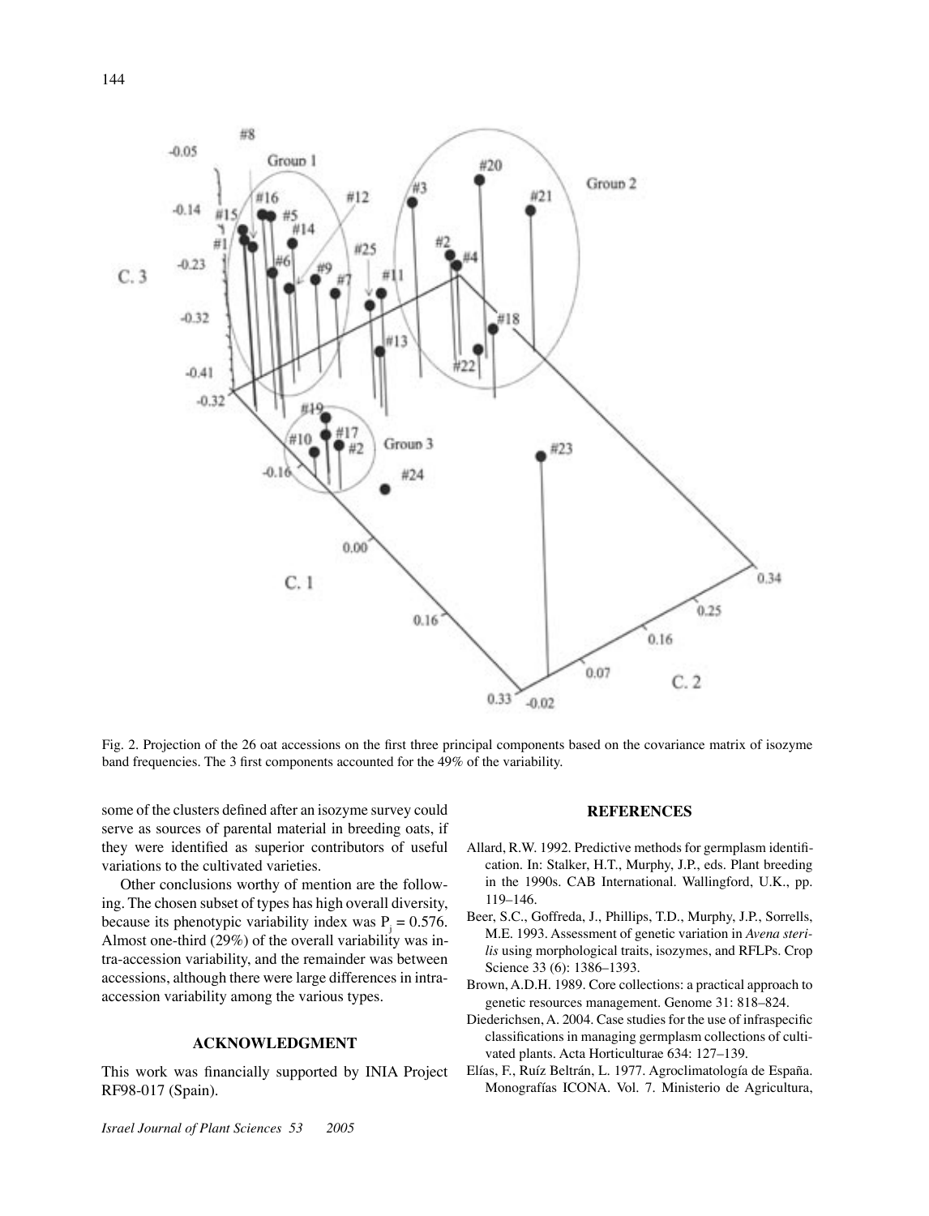Fig. 2. Projection of the 26 oat accessions on the first three principal components based on the covariance matrix of isozyme band frequencies. The 3 first components accounted for the 49% of the variability.

some of the clusters defined after an isozyme survey could serve as sources of parental material in breeding oats, if they were identified as superior contributors of useful variations to the cultivated varieties.

Other conclusions worthy of mention are the following. The chosen subset of types has high overall diversity, because its phenotypic variability index was $P_j = 0.576$. Almost one-third (29%) of the overall variability was intra-accession variability, and the remainder was between accessions, although there were large differences in intra-accession variability among the various types.

## ACKNOWLEDGMENT

This work was financially supported by INIA Project RF98-017 (Spain).

## REFERENCES

Allard, R.W. 1992. Predictive methods for germplasm identification. In: Stalker, H.T., Murphy, J.P., eds. Plant breeding in the 1990s. CAB International. Wallingford, U.K., pp. 119–146.

Beer, S.C., Goffreda, J., Phillips, T.D., Murphy, J.P., Sorrells, M.E. 1993. Assessment of genetic variation in *Avena sterilis* using morphological traits, isozymes, and RFLPs. Crop Science 33 (6): 1386–1393.

Brown, A.D.H. 1989. Core collections: a practical approach to genetic resources management. Genome 31: 818–824.

Diederichsen, A. 2004. Case studies for the use of infraspecific classifications in managing germplasm collections of cultivated plants. Acta Horticulturae 634: 127–139.

Elías, F., Ruíz Beltrán, L. 1977. Agroclimatología de España. Monografías ICONA. Vol. 7. Ministerio de Agricultura,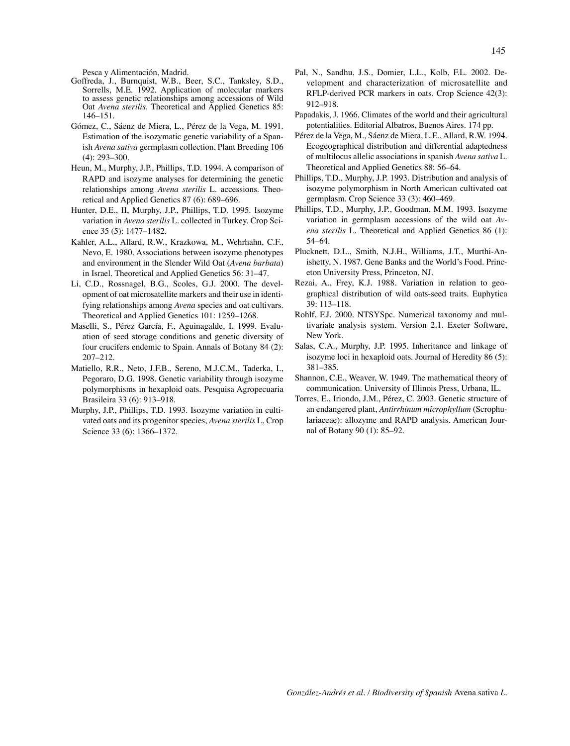Pesca y Alimentación, Madrid.

Goffreda, J., Burnquist, W.B., Beer, S.C., Tanksley, S.D., Sorrells, M.E. 1992. Application of molecular markers to assess genetic relationships among accessions of Wild Oat *Avena sterilis*. Theoretical and Applied Genetics 85: 146–151.

Gómez, C., Sáenz de Miera, L., Pérez de la Vega, M. 1991. Estimation of the isozymatic genetic variability of a Spanish *Avena sativa* germplasm collection. Plant Breeding 106 (4): 293–300.

Heun, M., Murphy, J.P., Phillips, T.D. 1994. A comparison of RAPD and isozyme analyses for determining the genetic relationships among *Avena sterilis* L. accessions. Theoretical and Applied Genetics 87 (6): 689–696.

Hunter, D.E., II, Murphy, J.P., Phillips, T.D. 1995. Isozyme variation in *Avena sterilis* L. collected in Turkey. Crop Science 35 (5): 1477–1482.

Kahler, A.L., Allard, R.W., Krazkowa, M., Wehrhahn, C.F., Nevo, E. 1980. Associations between isozyme phenotypes and environment in the Slender Wild Oat (*Avena barbata*) in Israel. Theoretical and Applied Genetics 56: 31–47.

Li, C.D., Rossnagel, B.G., Scoles, G.J. 2000. The development of oat microsatellite markers and their use in identifying relationships among *Avena* species and oat cultivars. Theoretical and Applied Genetics 101: 1259–1268.

Maselli, S., Pérez García, F., Aguinagalde, I. 1999. Evaluation of seed storage conditions and genetic diversity of four crucifers endemic to Spain. Annals of Botany 84 (2): 207–212.

Matiello, R.R., Neto, J.F.B., Sereno, M.J.C.M., Taderka, I., Pegoraro, D.G. 1998. Genetic variability through isozyme polymorphisms in hexaploid oats. Pesquisa Agropecuaria Brasileira 33 (6): 913–918.

Murphy, J.P., Phillips, T.D. 1993. Isozyme variation in cultivated oats and its progenitor species, *Avena sterilis* L. Crop Science 33 (6): 1366–1372.

Pal, N., Sandhu, J.S., Domier, L.L., Kolb, F.L. 2002. Development and characterization of microsatellite and RFLP-derived PCR markers in oats. Crop Science 42(3): 912–918.

Papadakis, J. 1966. Climates of the world and their agricultural potentialities. Editorial Albatros, Buenos Aires. 174 pp.

Pérez de la Vega, M., Sáenz de Miera, L.E., Allard, R.W. 1994. Ecogeographical distribution and differential adaptedness of multilocus allelic associations in spanish *Avena sativa* L. Theoretical and Applied Genetics 88: 56–64.

Phillips, T.D., Murphy, J.P. 1993. Distribution and analysis of isozyme polymorphism in North American cultivated oat germplasm. Crop Science 33 (3): 460–469.

Phillips, T.D., Murphy, J.P., Goodman, M.M. 1993. Isozyme variation in germplasm accessions of the wild oat *Avena sterilis* L. Theoretical and Applied Genetics 86 (1): 54–64.

Plucknett, D.L., Smith, N.J.H., Williams, J.T., Murthi-Anishetty, N. 1987. Gene Banks and the World's Food. Princeton University Press, Princeton, NJ.

Rezai, A., Frey, K.J. 1988. Variation in relation to geographical distribution of wild oats-seed traits. Euphytica 39: 113–118.

Rohlf, F.J. 2000. NTSYSpc. Numerical taxonomy and multivariate analysis system. Version 2.1. Exeter Software, New York.

Salas, C.A., Murphy, J.P. 1995. Inheritance and linkage of isozyme loci in hexaploid oats. Journal of Heredity 86 (5): 381–385.

Shannon, C.E., Weaver, W. 1949. The mathematical theory of communication. University of Illinois Press, Urbana, IL.

Torres, E., Iriondo, J.M., Pérez, C. 2003. Genetic structure of an endangered plant, *Antirrhinum microphyllum* (Scrophulariaceae): allozyme and RAPD analysis. American Journal of Botany 90 (1): 85–92.